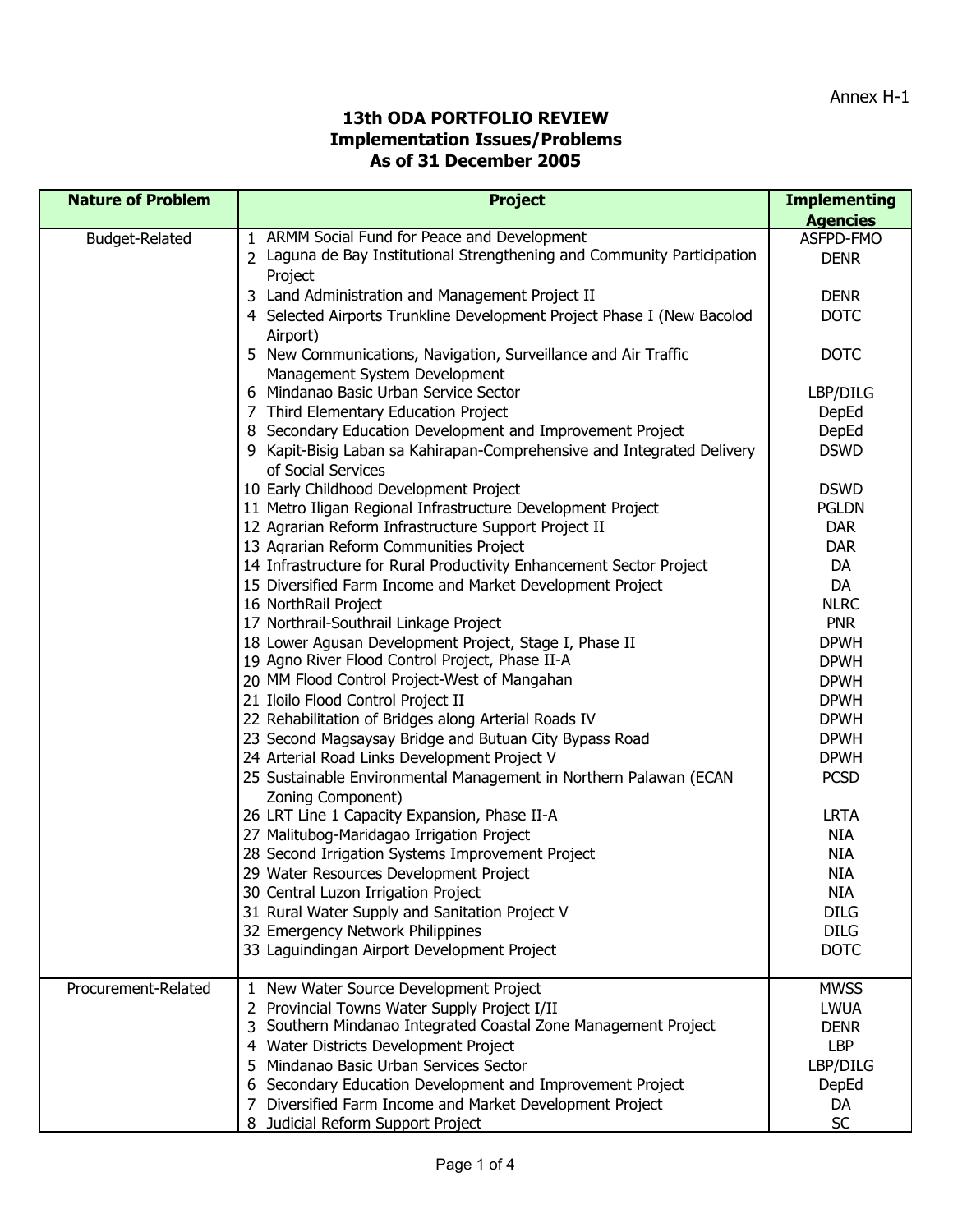Annex H-1

# 13th ODA PORTFOLIO REVIEW
## Implementation Issues/Problems
## As of 31 December 2005

| Nature of Problem | Project | Implementing Agencies |
|---|---|---|
| Budget-Related | 1 ARMM Social Fund for Peace and Development | ASFPD-FMO |
| | 2 Laguna de Bay Institutional Strengthening and Community Participation Project | DENR |
| | 3 Land Administration and Management Project II | DENR |
| | 4 Selected Airports Trunkline Development Project Phase I (New Bacolod Airport) | DOTC |
| | 5 New Communications, Navigation, Surveillance and Air Traffic Management System Development | DOTC |
| | 6 Mindanao Basic Urban Service Sector | LBP/DILG |
| | 7 Third Elementary Education Project | DepEd |
| | 8 Secondary Education Development and Improvement Project | DepEd |
| | 9 Kapit-Bisig Laban sa Kahirapan-Comprehensive and Integrated Delivery of Social Services | DSWD |
| | 10 Early Childhood Development Project | DSWD |
| | 11 Metro Iligan Regional Infrastructure Development Project | PGLDN |
| | 12 Agrarian Reform Infrastructure Support Project II | DAR |
| | 13 Agrarian Reform Communities Project | DAR |
| | 14 Infrastructure for Rural Productivity Enhancement Sector Project | DA |
| | 15 Diversified Farm Income and Market Development Project | DA |
| | 16 NorthRail Project | NLRC |
| | 17 Northrail-Southrail Linkage Project | PNR |
| | 18 Lower Agusan Development Project, Stage I, Phase II | DPWH |
| | 19 Agno River Flood Control Project, Phase II-A | DPWH |
| | 20 MM Flood Control Project-West of Mangahan | DPWH |
| | 21 Iloilo Flood Control Project II | DPWH |
| | 22 Rehabilitation of Bridges along Arterial Roads IV | DPWH |
| | 23 Second Magsaysay Bridge and Butuan City Bypass Road | DPWH |
| | 24 Arterial Road Links Development Project V | DPWH |
| | 25 Sustainable Environmental Management in Northern Palawan (ECAN Zoning Component) | PCSD |
| | 26 LRT Line 1 Capacity Expansion, Phase II-A | LRTA |
| | 27 Malitubog-Maridagao Irrigation Project | NIA |
| | 28 Second Irrigation Systems Improvement Project | NIA |
| | 29 Water Resources Development Project | NIA |
| | 30 Central Luzon Irrigation Project | NIA |
| | 31 Rural Water Supply and Sanitation Project V | DILG |
| | 32 Emergency Network Philippines | DILG |
| | 33 Laguindingan Airport Development Project | DOTC |
| Procurement-Related | 1 New Water Source Development Project | MWSS |
| | 2 Provincial Towns Water Supply Project I/II | LWUA |
| | 3 Southern Mindanao Integrated Coastal Zone Management Project | DENR |
| | 4 Water Districts Development Project | LBP |
| | 5 Mindanao Basic Urban Services Sector | LBP/DILG |
| | 6 Secondary Education Development and Improvement Project | DepEd |
| | 7 Diversified Farm Income and Market Development Project | DA |
| | 8 Judicial Reform Support Project | SC |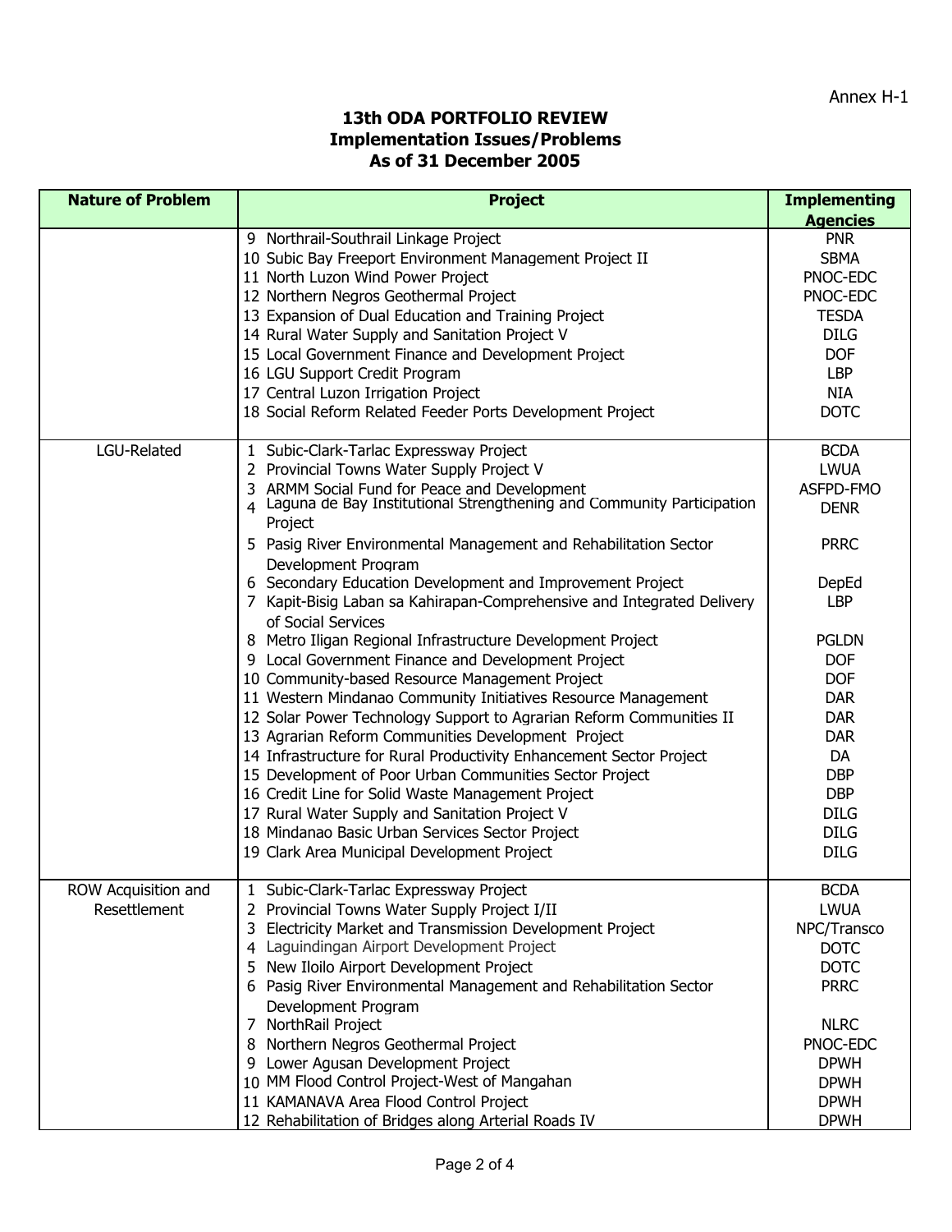Annex H-1

# 13th ODA PORTFOLIO REVIEW
## Implementation Issues/Problems
## As of 31 December 2005

| Nature of Problem | Project | Implementing Agencies |
|---|---|---|
| | 9 Northrail-Southrail Linkage Project | PNR |
| | 10 Subic Bay Freeport Environment Management Project II | SBMA |
| | 11 North Luzon Wind Power Project | PNOC-EDC |
| | 12 Northern Negros Geothermal Project | PNOC-EDC |
| | 13 Expansion of Dual Education and Training Project | TESDA |
| | 14 Rural Water Supply and Sanitation Project V | DILG |
| | 15 Local Government Finance and Development Project | DOF |
| | 16 LGU Support Credit Program | LBP |
| | 17 Central Luzon Irrigation Project | NIA |
| | 18 Social Reform Related Feeder Ports Development Project | DOTC |
| LGU-Related | 1 Subic-Clark-Tarlac Expressway Project | BCDA |
| | 2 Provincial Towns Water Supply Project V | LWUA |
| | 3 ARMM Social Fund for Peace and Development | ASFPD-FMO |
| | 4 Laguna de Bay Institutional Strengthening and Community Participation Project | DENR |
| | 5 Pasig River Environmental Management and Rehabilitation Sector Development Program | PRRC |
| | 6 Secondary Education Development and Improvement Project | DepEd |
| | 7 Kapit-Bisig Laban sa Kahirapan-Comprehensive and Integrated Delivery of Social Services | LBP |
| | 8 Metro Iligan Regional Infrastructure Development Project | PGLDN |
| | 9 Local Government Finance and Development Project | DOF |
| | 10 Community-based Resource Management Project | DOF |
| | 11 Western Mindanao Community Initiatives Resource Management | DAR |
| | 12 Solar Power Technology Support to Agrarian Reform Communities II | DAR |
| | 13 Agrarian Reform Communities Development Project | DAR |
| | 14 Infrastructure for Rural Productivity Enhancement Sector Project | DA |
| | 15 Development of Poor Urban Communities Sector Project | DBP |
| | 16 Credit Line for Solid Waste Management Project | DBP |
| | 17 Rural Water Supply and Sanitation Project V | DILG |
| | 18 Mindanao Basic Urban Services Sector Project | DILG |
| | 19 Clark Area Municipal Development Project | DILG |
| ROW Acquisition and Resettlement | 1 Subic-Clark-Tarlac Expressway Project | BCDA |
| | 2 Provincial Towns Water Supply Project I/II | LWUA |
| | 3 Electricity Market and Transmission Development Project | NPC/Transco |
| | 4 Laguindingan Airport Development Project | DOTC |
| | 5 New Iloilo Airport Development Project | DOTC |
| | 6 Pasig River Environmental Management and Rehabilitation Sector Development Program | PRRC |
| | 7 NorthRail Project | NLRC |
| | 8 Northern Negros Geothermal Project | PNOC-EDC |
| | 9 Lower Agusan Development Project | DPWH |
| | 10 MM Flood Control Project-West of Mangahan | DPWH |
| | 11 KAMANAVA Area Flood Control Project | DPWH |
| | 12 Rehabilitation of Bridges along Arterial Roads IV | DPWH |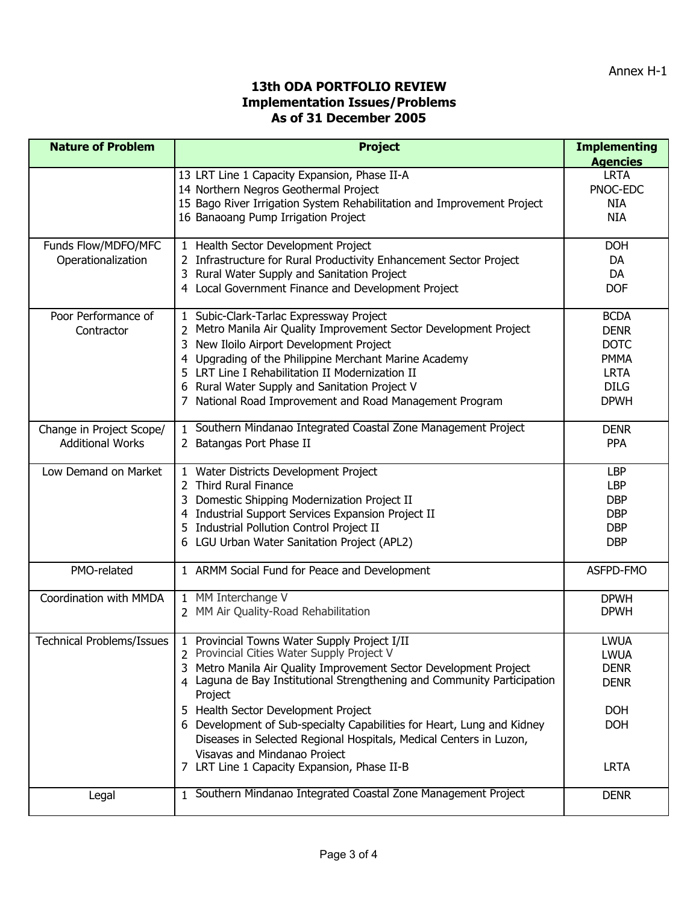Annex H-1

# 13th ODA PORTFOLIO REVIEW
## Implementation Issues/Problems
## As of 31 December 2005

| Nature of Problem | Project | Implementing Agencies |
|---|---|---|
| | 13 LRT Line 1 Capacity Expansion, Phase II-A | LRTA |
| | 14 Northern Negros Geothermal Project | PNOC-EDC |
| | 15 Bago River Irrigation System Rehabilitation and Improvement Project | NIA |
| | 16 Banaoang Pump Irrigation Project | NIA |
| Funds Flow/MDFO/MFC Operationalization | 1 Health Sector Development Project | DOH |
| | 2 Infrastructure for Rural Productivity Enhancement Sector Project | DA |
| | 3 Rural Water Supply and Sanitation Project | DA |
| | 4 Local Government Finance and Development Project | DOF |
| Poor Performance of Contractor | 1 Subic-Clark-Tarlac Expressway Project | BCDA |
| | 2 Metro Manila Air Quality Improvement Sector Development Project | DENR |
| | 3 New Iloilo Airport Development Project | DOTC |
| | 4 Upgrading of the Philippine Merchant Marine Academy | PMMA |
| | 5 LRT Line I Rehabilitation II Modernization II | LRTA |
| | 6 Rural Water Supply and Sanitation Project V | DILG |
| | 7 National Road Improvement and Road Management Program | DPWH |
| Change in Project Scope/ Additional Works | 1 Southern Mindanao Integrated Coastal Zone Management Project | DENR |
| | 2 Batangas Port Phase II | PPA |
| Low Demand on Market | 1 Water Districts Development Project | LBP |
| | 2 Third Rural Finance | LBP |
| | 3 Domestic Shipping Modernization Project II | DBP |
| | 4 Industrial Support Services Expansion Project II | DBP |
| | 5 Industrial Pollution Control Project II | DBP |
| | 6 LGU Urban Water Sanitation Project (APL2) | DBP |
| PMO-related | 1 ARMM Social Fund for Peace and Development | ASFPD-FMO |
| Coordination with MMDA | 1 MM Interchange V | DPWH |
| | 2 MM Air Quality-Road Rehabilitation | DPWH |
| Technical Problems/Issues | 1 Provincial Towns Water Supply Project I/II | LWUA |
| | 2 Provincial Cities Water Supply Project V | LWUA |
| | 3 Metro Manila Air Quality Improvement Sector Development Project | DENR |
| | 4 Laguna de Bay Institutional Strengthening and Community Participation Project | DENR |
| | 5 Health Sector Development Project | DOH |
| | 6 Development of Sub-specialty Capabilities for Heart, Lung and Kidney Diseases in Selected Regional Hospitals, Medical Centers in Luzon, Visayas and Mindanao Project | DOH |
| | 7 LRT Line 1 Capacity Expansion, Phase II-B | LRTA |
| Legal | 1 Southern Mindanao Integrated Coastal Zone Management Project | DENR |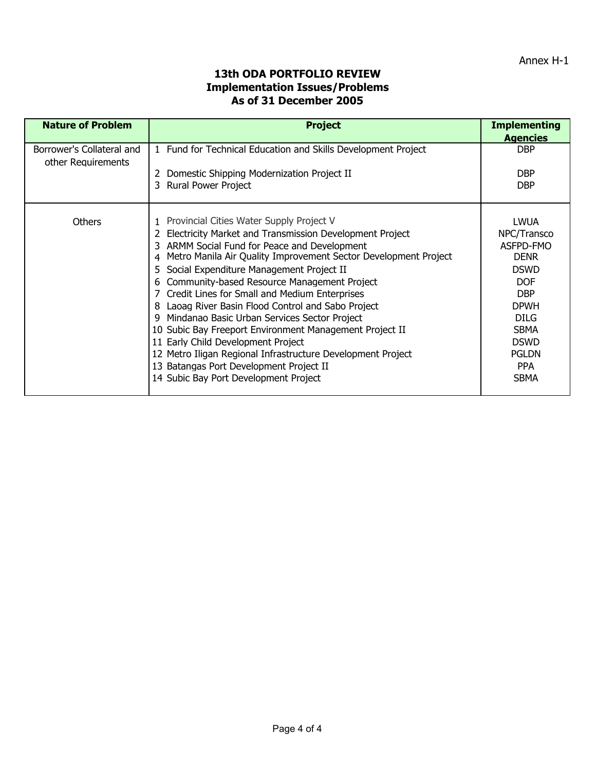Annex H-1

# 13th ODA PORTFOLIO REVIEW
## Implementation Issues/Problems
## As of 31 December 2005

| Nature of Problem | Project | Implementing Agencies |
|---|---|---|
| Borrower's Collateral and other Requirements | 1 Fund for Technical Education and Skills Development Project | DBP |
| | 2 Domestic Shipping Modernization Project II | DBP |
| | 3 Rural Power Project | DBP |
| Others | 1 Provincial Cities Water Supply Project V | LWUA |
| | 2 Electricity Market and Transmission Development Project | NPC/Transco |
| | 3 ARMM Social Fund for Peace and Development | ASFPD-FMO |
| | 4 Metro Manila Air Quality Improvement Sector Development Project | DENR |
| | 5 Social Expenditure Management Project II | DSWD |
| | 6 Community-based Resource Management Project | DOF |
| | 7 Credit Lines for Small and Medium Enterprises | DBP |
| | 8 Laoag River Basin Flood Control and Sabo Project | DPWH |
| | 9 Mindanao Basic Urban Services Sector Project | DILG |
| | 10 Subic Bay Freeport Environment Management Project II | SBMA |
| | 11 Early Child Development Project | DSWD |
| | 12 Metro Iligan Regional Infrastructure Development Project | PGLDN |
| | 13 Batangas Port Development Project II | PPA |
| | 14 Subic Bay Port Development Project | SBMA |